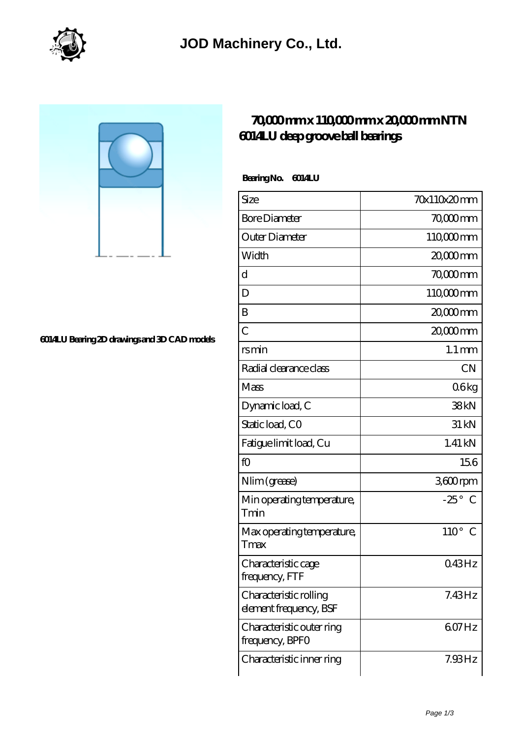# JOD Machinery Co., Ltd.

6014LU Bearing 2D drawings and 3D CAD models

## 70,000 mm x 110,000 mm x 20,000 mm NTN 6014LU deep groove ball bearings

**Bearing No. 6014LU**

| Size | 70x110x20 mm |
|---|---|
| Bore Diameter | 70,000 mm |
| Outer Diameter | 110,000 mm |
| Width | 20,000 mm |
| d | 70,000 mm |
| D | 110,000 mm |
| B | 20,000 mm |
| C | 20,000 mm |
| rs min | 1.1 mm |
| Radial clearance class | CN |
| Mass | 0.6 kg |
| Dynamic load, C | 38 kN |
| Static load, C0 | 31 kN |
| Fatigue limit load, Cu | 1.41 kN |
| f0 | 15.6 |
| Nlim (grease) | 3,600 rpm |
| Min operating temperature, Tmin | -25 ° C |
| Max operating temperature, Tmax | 110 ° C |
| Characteristic cage frequency, FTF | 0.43 Hz |
| Characteristic rolling element frequency, BSF | 7.43 Hz |
| Characteristic outer ring frequency, BPFO | 6.07 Hz |
| Characteristic inner ring | 7.93 Hz |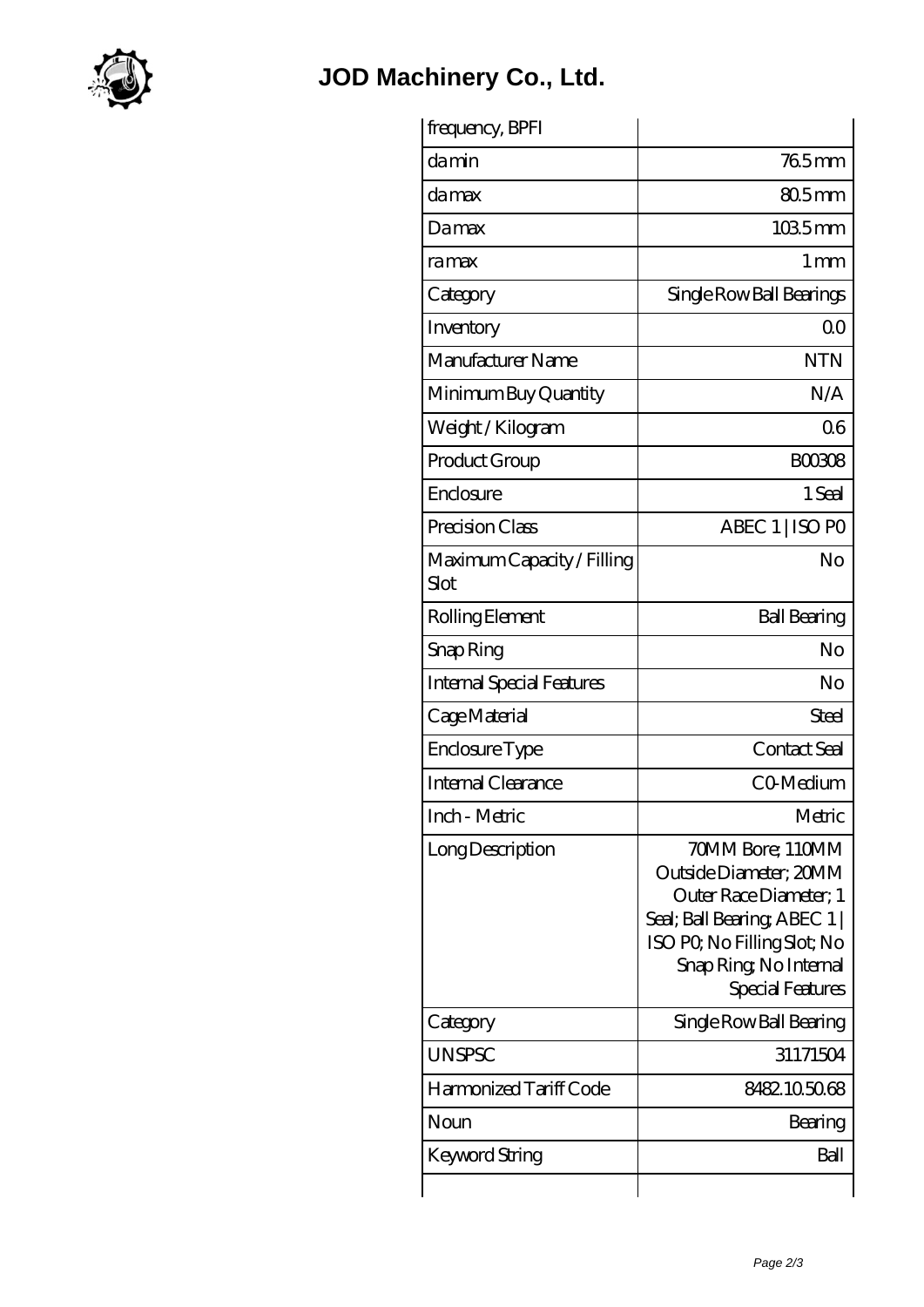# JOD Machinery Co., Ltd.

| frequency, BPFI | |
|---|---|
| da min | 76.5 mm |
| da max | 80.5 mm |
| Da max | 103.5 mm |
| ra max | 1 mm |
| Category | Single Row Ball Bearings |
| Inventory | 0.0 |
| Manufacturer Name | NTN |
| Minimum Buy Quantity | N/A |
| Weight / Kilogram | 0.6 |
| Product Group | B00308 |
| Enclosure | 1 Seal |
| Precision Class | ABEC 1 \| ISO P0 |
| Maximum Capacity / Filling Slot | No |
| Rolling Element | Ball Bearing |
| Snap Ring | No |
| Internal Special Features | No |
| Cage Material | Steel |
| Enclosure Type | Contact Seal |
| Internal Clearance | C0-Medium |
| Inch - Metric | Metric |
| Long Description | 70MM Bore; 110MM Outside Diameter; 20MM Outer Race Diameter; 1 Seal; Ball Bearing; ABEC 1 \| ISO P0; No Filling Slot; No Snap Ring; No Internal Special Features |
| Category | Single Row Ball Bearing |
| UNSPSC | 31171504 |
| Harmonized Tariff Code | 8482.10.50.68 |
| Noun | Bearing |
| Keyword String | Ball |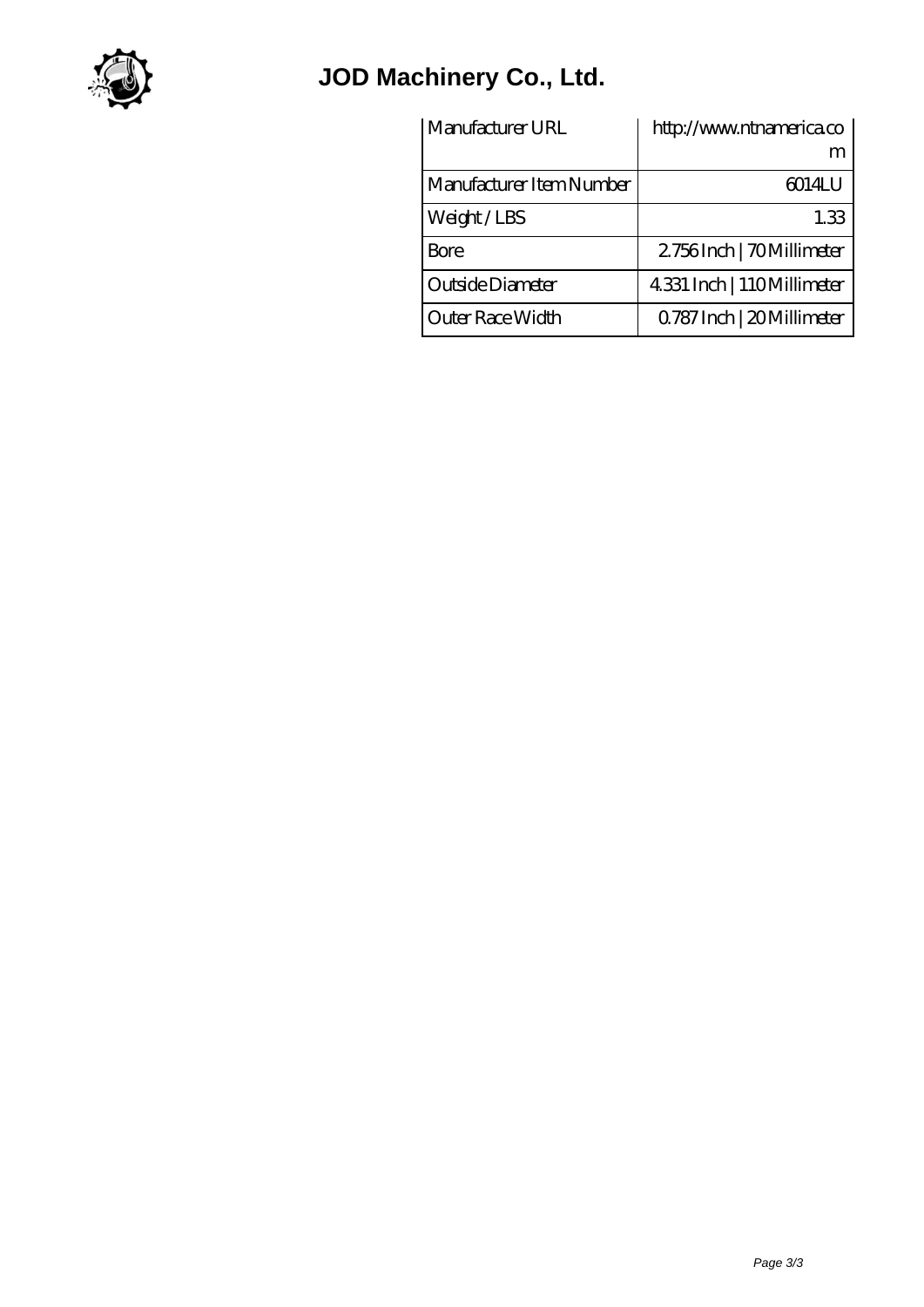# JOD Machinery Co., Ltd.

| | |
|---|---|
| Manufacturer URL | http://www.ntnamerica.com |
| Manufacturer Item Number | 6014LU |
| Weight / LBS | 1.33 |
| Bore | 2.756 Inch \| 70 Millimeter |
| Outside Diameter | 4.331 Inch \| 110 Millimeter |
| Outer Race Width | 0.787 Inch \| 20 Millimeter |